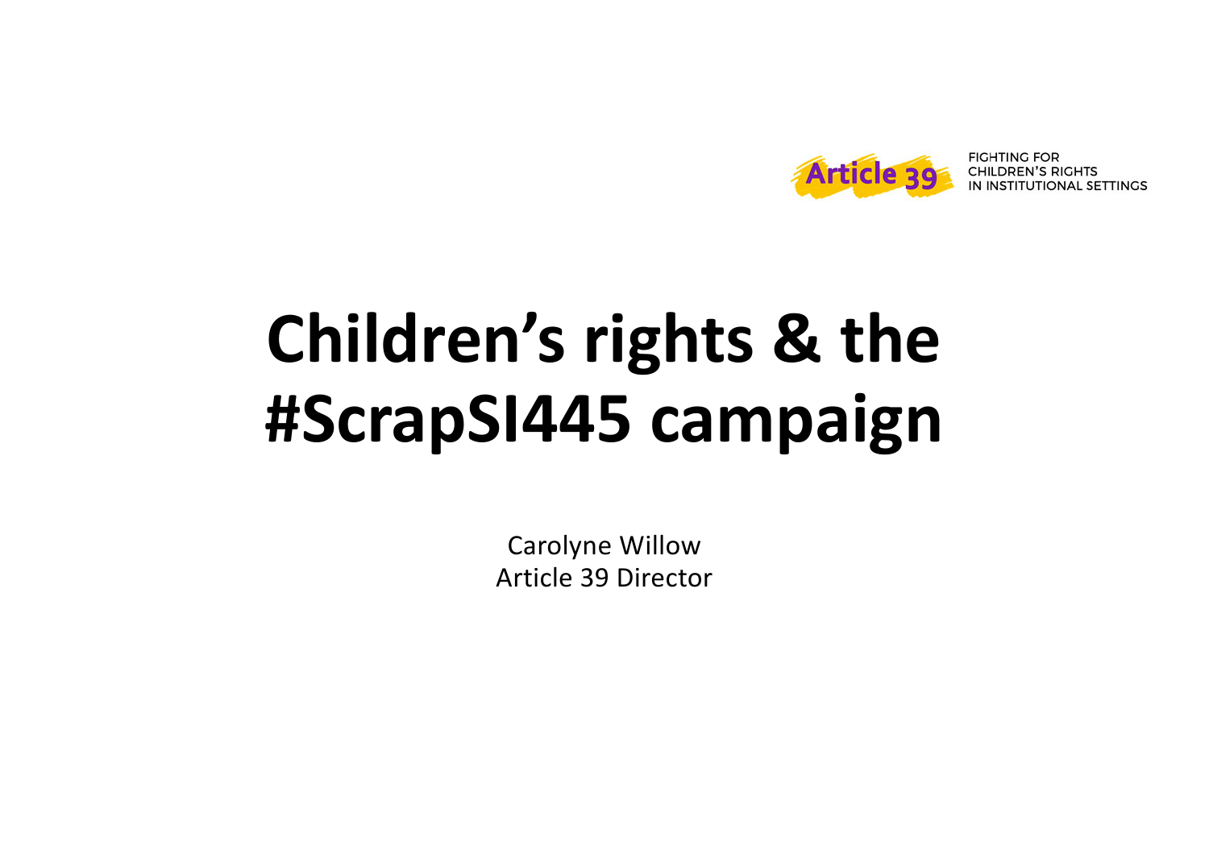Article 39

FIGHTING FOR CHILDREN'S RIGHTS IN INSTITUTIONAL SETTINGS

# Children's rights & the #ScrapSI445 campaign

Carolyne Willow
Article 39 Director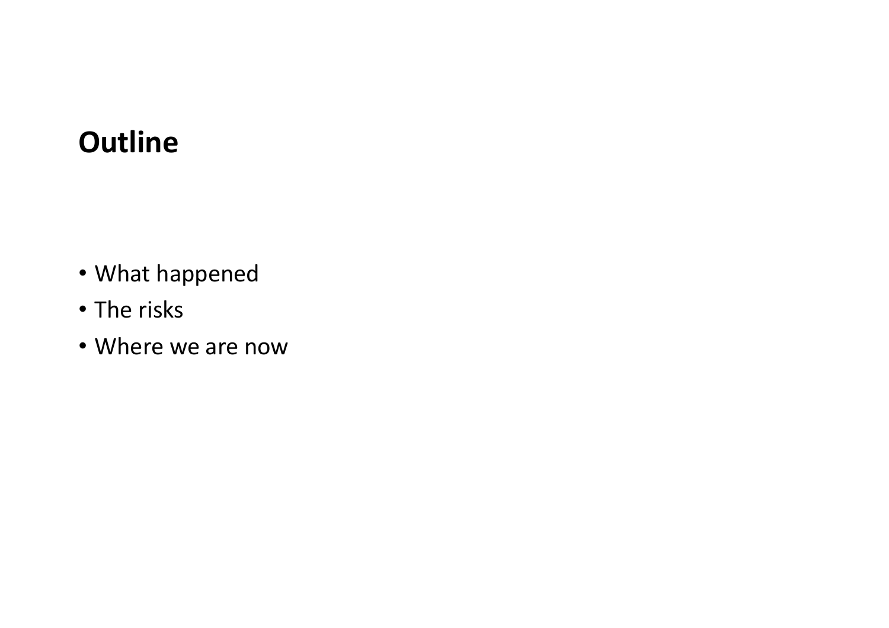# Outline

- What happened
- The risks
- Where we are now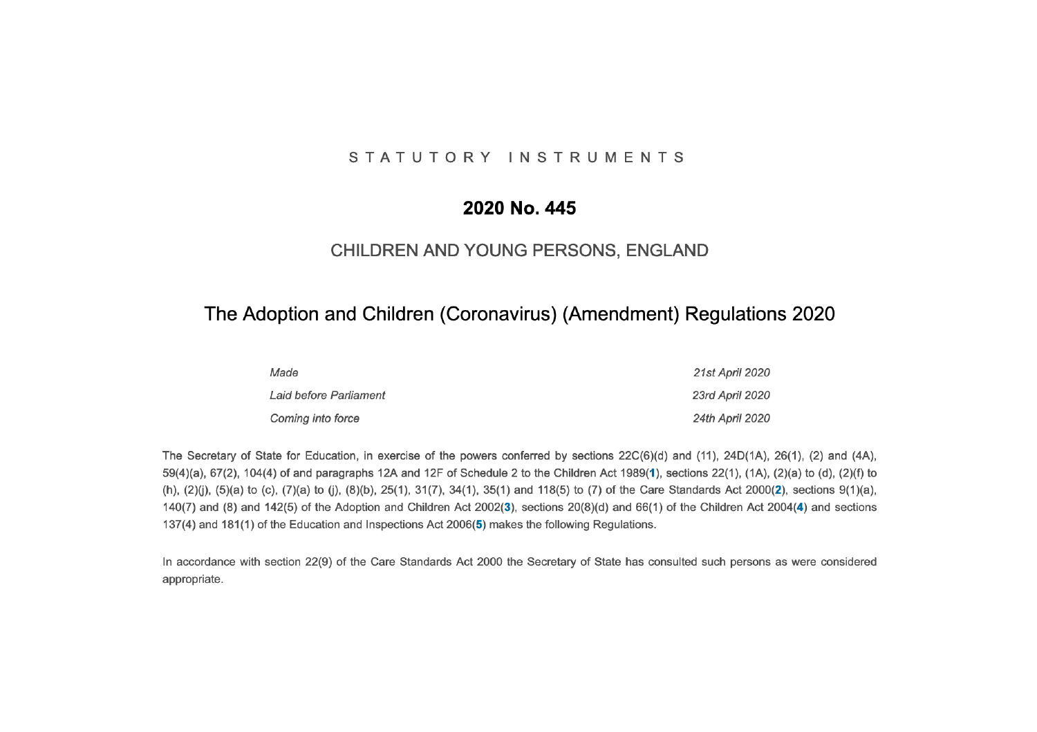STATUTORY INSTRUMENTS

# 2020 No. 445

## CHILDREN AND YOUNG PERSONS, ENGLAND

# The Adoption and Children (Coronavirus) (Amendment) Regulations 2020

| | |
|---|---|
| *Made* | *21st April 2020* |
| *Laid before Parliament* | *23rd April 2020* |
| *Coming into force* | *24th April 2020* |

The Secretary of State for Education, in exercise of the powers conferred by sections 22C(6)(d) and (11), 24D(1A), 26(1), (2) and (4A), 59(4)(a), 67(2), 104(4) of and paragraphs 12A and 12F of Schedule 2 to the Children Act 1989(1), sections 22(1), (1A), (2)(a) to (d), (2)(f) to (h), (2)(j), (5)(a) to (c), (7)(a) to (j), (8)(b), 25(1), 31(7), 34(1), 35(1) and 118(5) to (7) of the Care Standards Act 2000(2), sections 9(1)(a), 140(7) and (8) and 142(5) of the Adoption and Children Act 2002(3), sections 20(8)(d) and 66(1) of the Children Act 2004(4) and sections 137(4) and 181(1) of the Education and Inspections Act 2006(5) makes the following Regulations.

In accordance with section 22(9) of the Care Standards Act 2000 the Secretary of State has consulted such persons as were considered appropriate.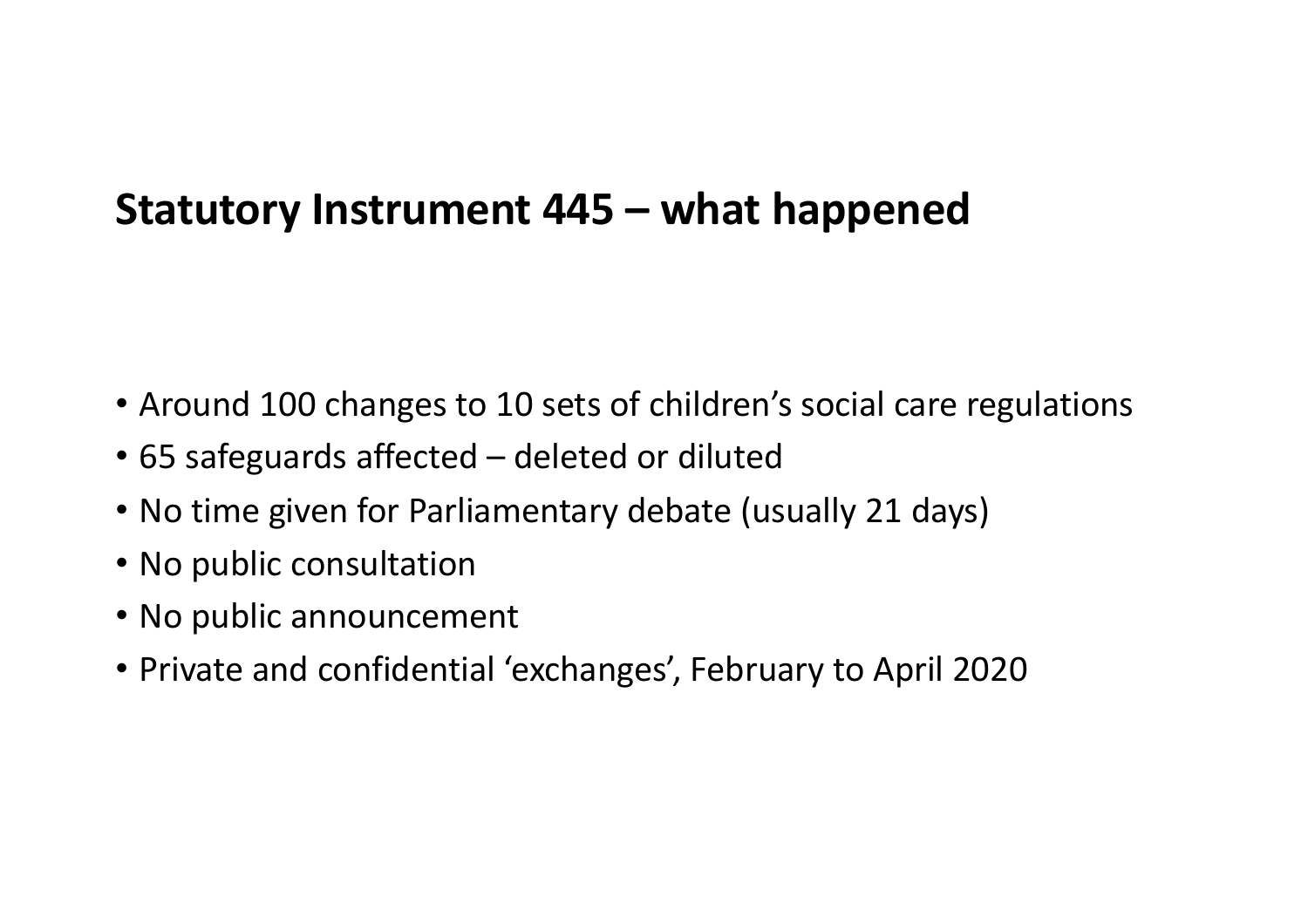## Statutory Instrument 445 – what happened

- Around 100 changes to 10 sets of children's social care regulations
- 65 safeguards affected – deleted or diluted
- No time given for Parliamentary debate (usually 21 days)
- No public consultation
- No public announcement
- Private and confidential 'exchanges', February to April 2020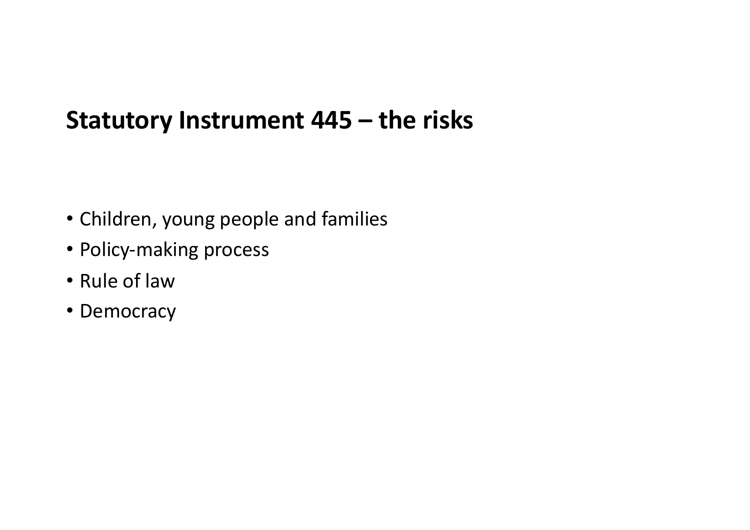## Statutory Instrument 445 – the risks

- Children, young people and families
- Policy-making process
- Rule of law
- Democracy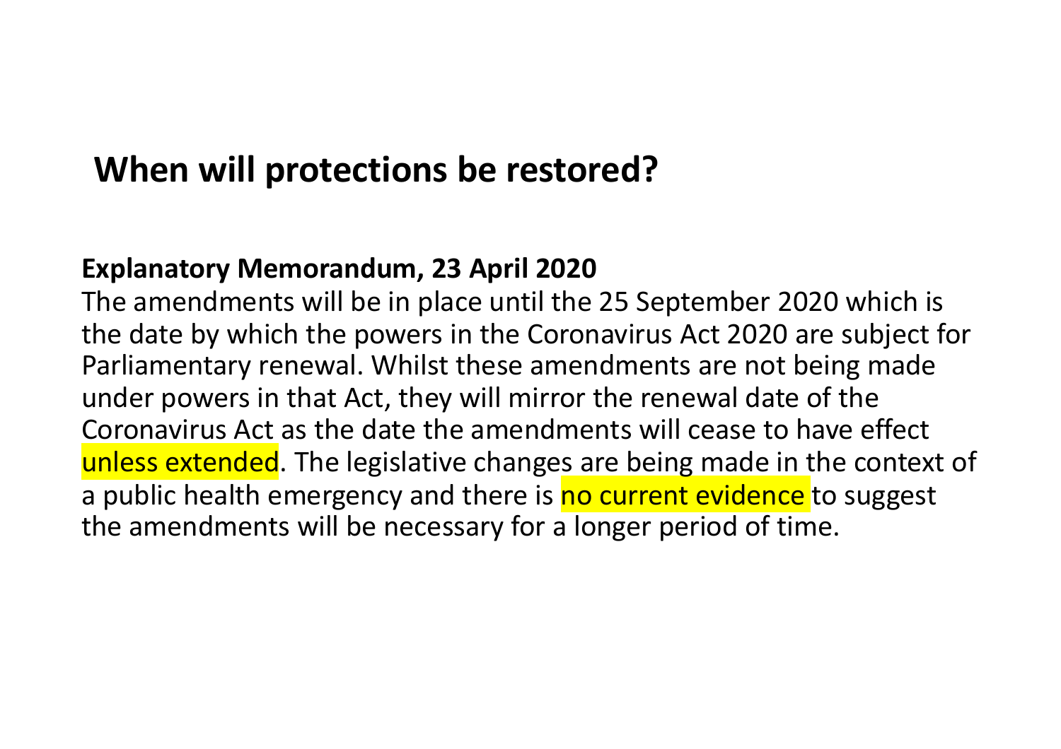# When will protections be restored?

**Explanatory Memorandum, 23 April 2020**

The amendments will be in place until the 25 September 2020 which is the date by which the powers in the Coronavirus Act 2020 are subject for Parliamentary renewal. Whilst these amendments are not being made under powers in that Act, they will mirror the renewal date of the Coronavirus Act as the date the amendments will cease to have effect unless extended. The legislative changes are being made in the context of a public health emergency and there is no current evidence to suggest the amendments will be necessary for a longer period of time.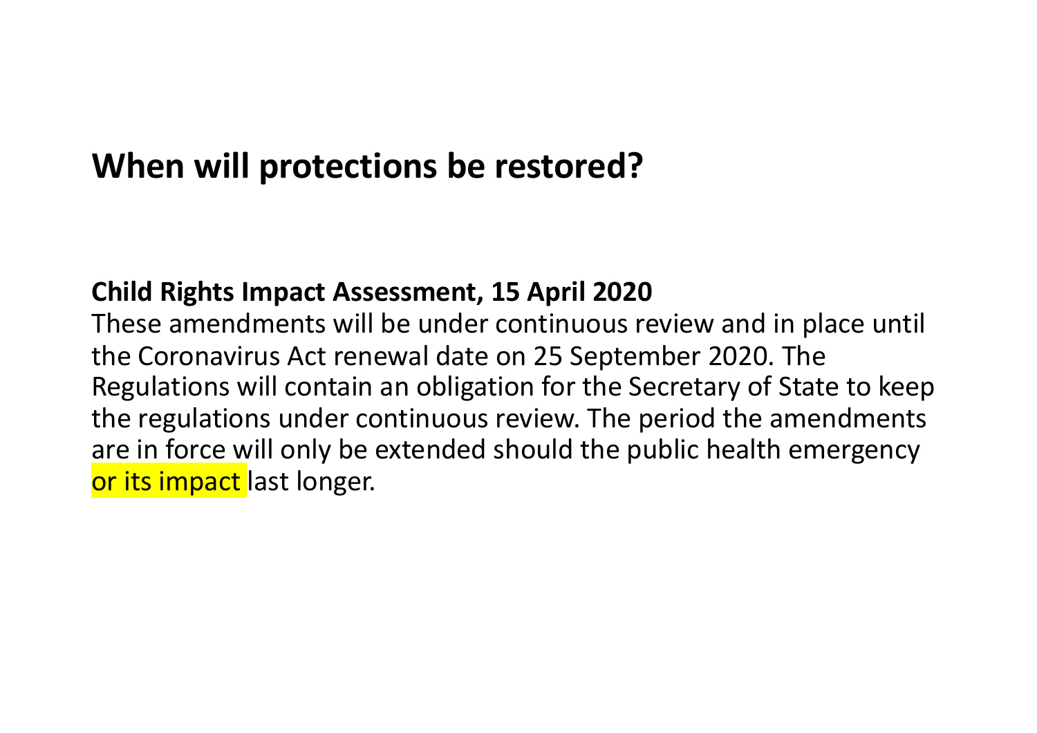# When will protections be restored?

**Child Rights Impact Assessment, 15 April 2020**

These amendments will be under continuous review and in place until the Coronavirus Act renewal date on 25 September 2020. The Regulations will contain an obligation for the Secretary of State to keep the regulations under continuous review. The period the amendments are in force will only be extended should the public health emergency or its impact last longer.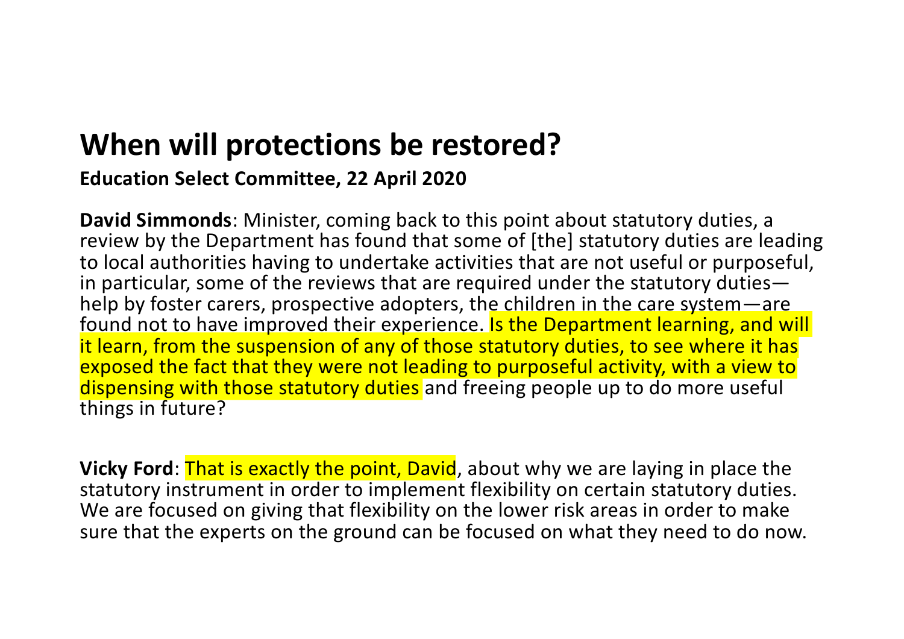# When will protections be restored?

**Education Select Committee, 22 April 2020**

**David Simmonds**: Minister, coming back to this point about statutory duties, a review by the Department has found that some of [the] statutory duties are leading to local authorities having to undertake activities that are not useful or purposeful, in particular, some of the reviews that are required under the statutory duties—help by foster carers, prospective adopters, the children in the care system—are found not to have improved their experience. Is the Department learning, and will it learn, from the suspension of any of those statutory duties, to see where it has exposed the fact that they were not leading to purposeful activity, with a view to dispensing with those statutory duties and freeing people up to do more useful things in future?

**Vicky Ford**: That is exactly the point, David, about why we are laying in place the statutory instrument in order to implement flexibility on certain statutory duties. We are focused on giving that flexibility on the lower risk areas in order to make sure that the experts on the ground can be focused on what they need to do now.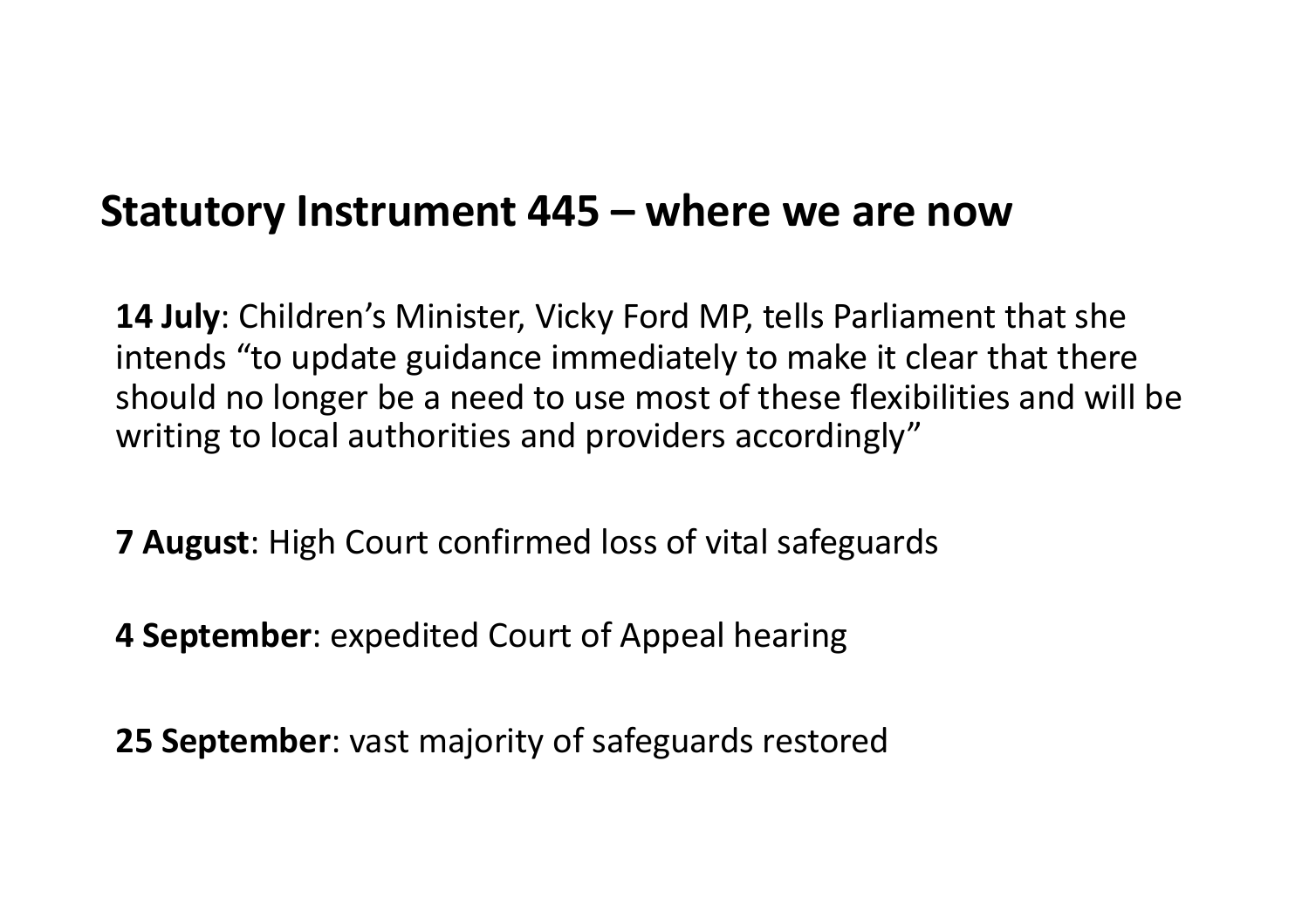## Statutory Instrument 445 – where we are now

**14 July**: Children's Minister, Vicky Ford MP, tells Parliament that she intends "to update guidance immediately to make it clear that there should no longer be a need to use most of these flexibilities and will be writing to local authorities and providers accordingly"

**7 August**: High Court confirmed loss of vital safeguards

**4 September**: expedited Court of Appeal hearing

**25 September**: vast majority of safeguards restored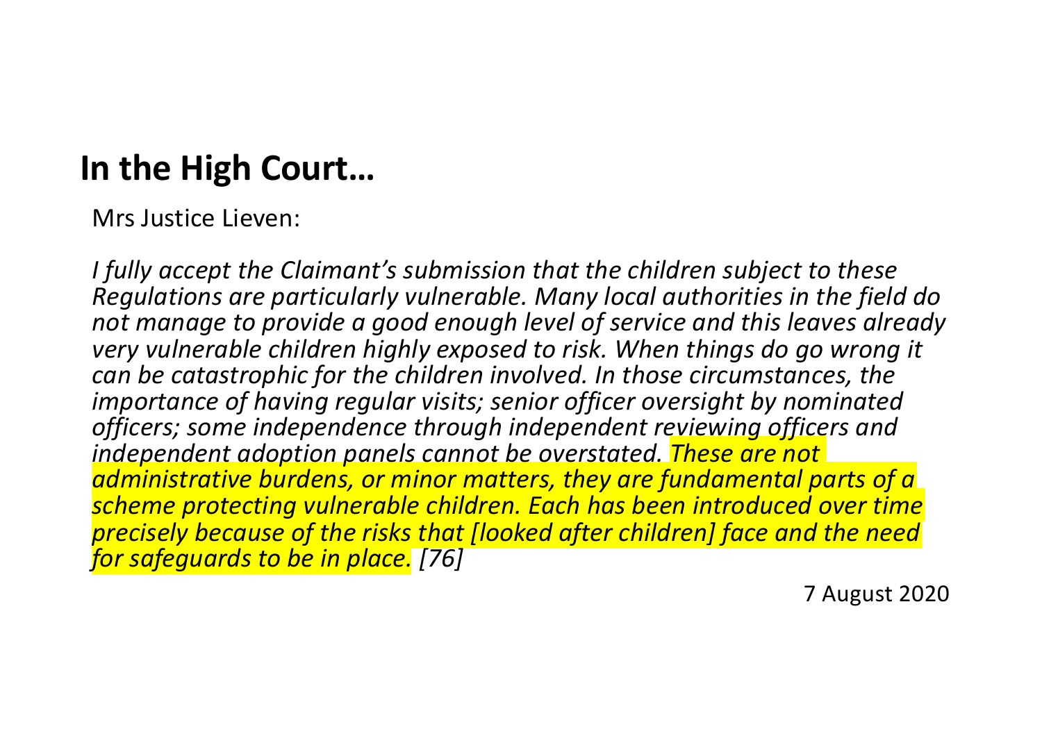## In the High Court…

Mrs Justice Lieven:

*I fully accept the Claimant's submission that the children subject to these Regulations are particularly vulnerable. Many local authorities in the field do not manage to provide a good enough level of service and this leaves already very vulnerable children highly exposed to risk. When things do go wrong it can be catastrophic for the children involved. In those circumstances, the importance of having regular visits; senior officer oversight by nominated officers; some independence through independent reviewing officers and independent adoption panels cannot be overstated. These are not administrative burdens, or minor matters, they are fundamental parts of a scheme protecting vulnerable children. Each has been introduced over time precisely because of the risks that [looked after children] face and the need for safeguards to be in place. [76]*

7 August 2020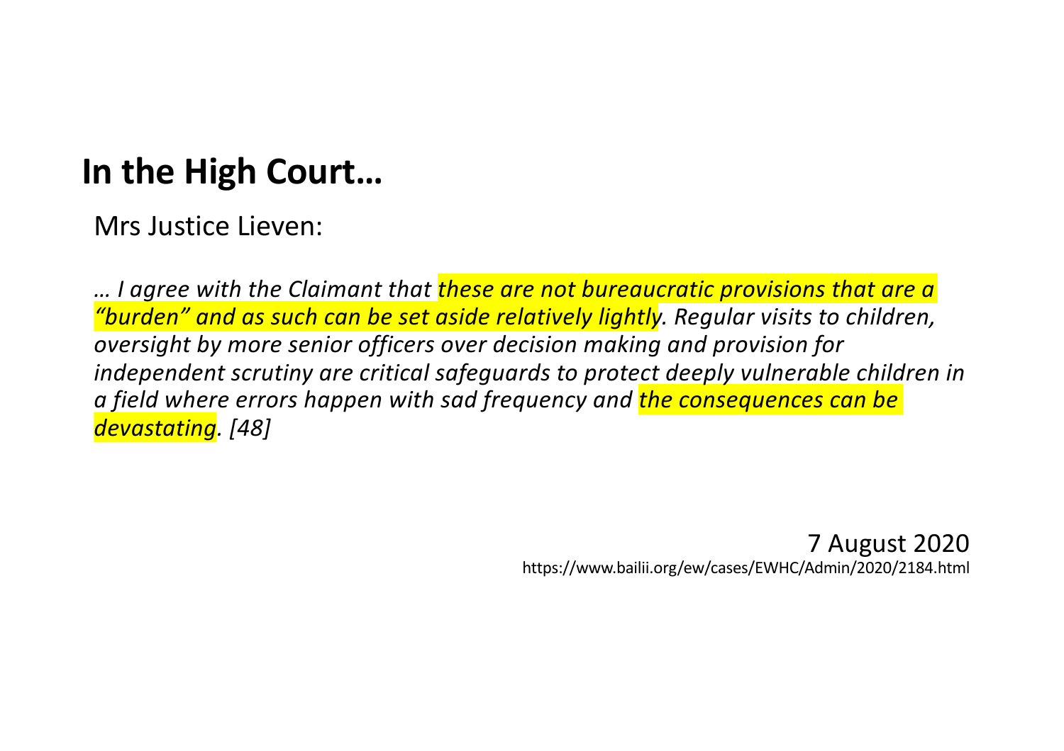# In the High Court…

Mrs Justice Lieven:

*… I agree with the Claimant that these are not bureaucratic provisions that are a "burden" and as such can be set aside relatively lightly. Regular visits to children, oversight by more senior officers over decision making and provision for independent scrutiny are critical safeguards to protect deeply vulnerable children in a field where errors happen with sad frequency and the consequences can be devastating. [48]*

7 August 2020
https://www.bailii.org/ew/cases/EWHC/Admin/2020/2184.html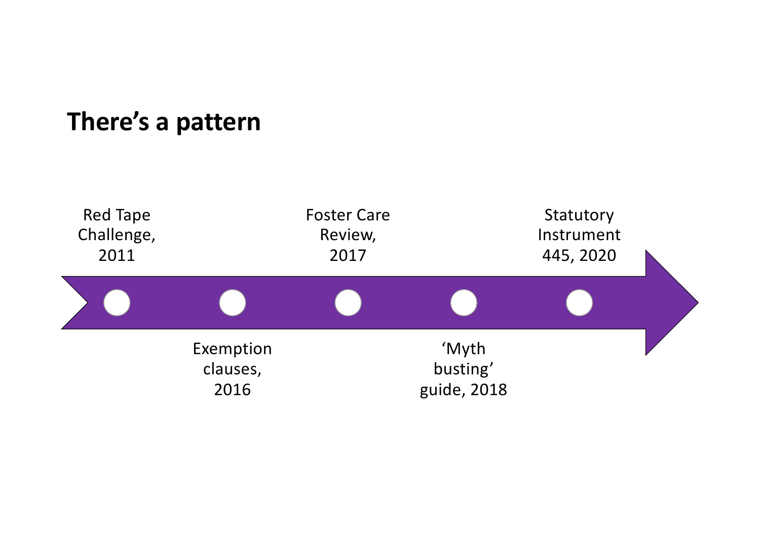# There's a pattern

- Red Tape Challenge, 2011
- Exemption clauses, 2016
- Foster Care Review, 2017
- 'Myth busting' guide, 2018
- Statutory Instrument 445, 2020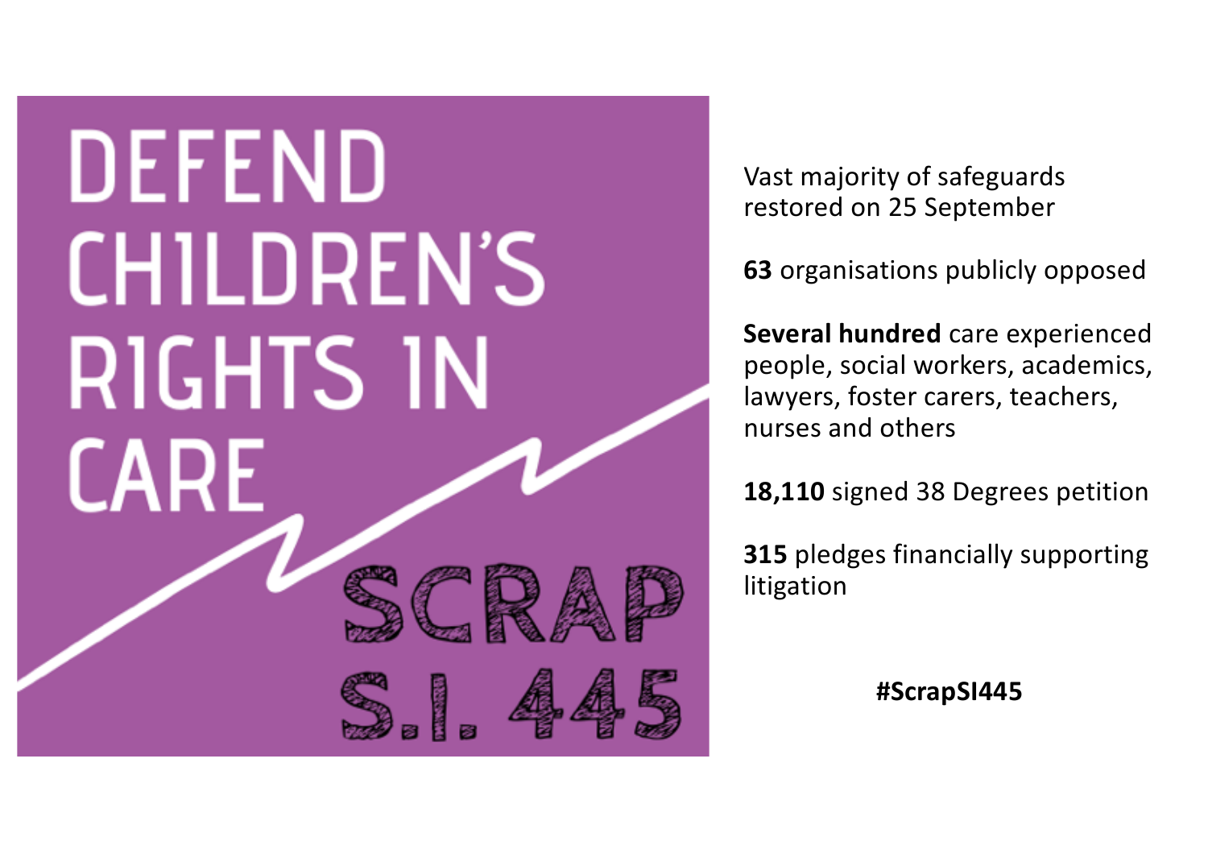# DEFEND CHILDREN'S RIGHTS IN CARE

## SCRAP S.I. 445

Vast majority of safeguards restored on 25 September

**63** organisations publicly opposed

**Several hundred** care experienced people, social workers, academics, lawyers, foster carers, teachers, nurses and others

**18,110** signed 38 Degrees petition

**315** pledges financially supporting litigation

**#ScrapSI445**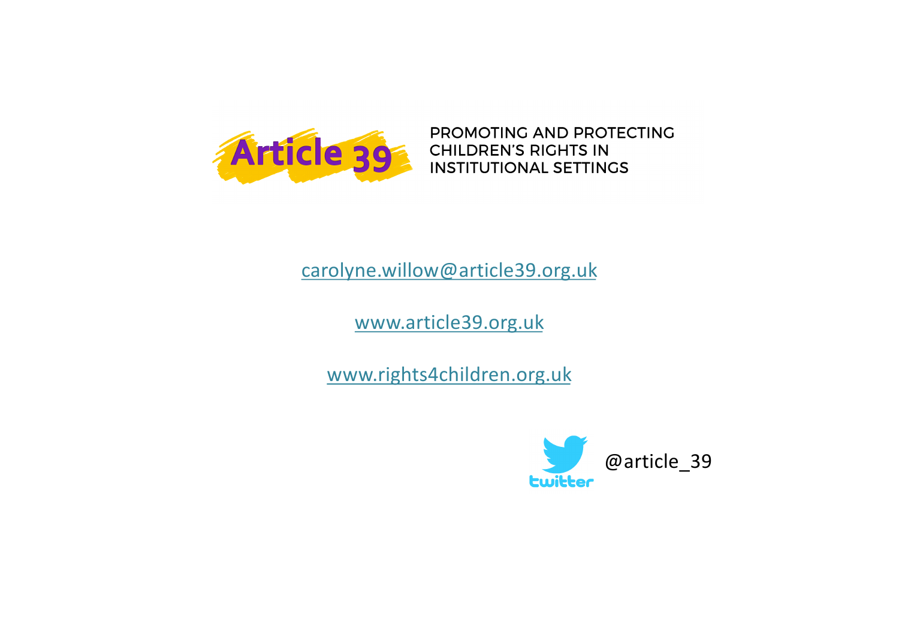Article 39

PROMOTING AND PROTECTING CHILDREN'S RIGHTS IN INSTITUTIONAL SETTINGS

carolyne.willow@article39.org.uk

www.article39.org.uk

www.rights4children.org.uk

twitter @article_39